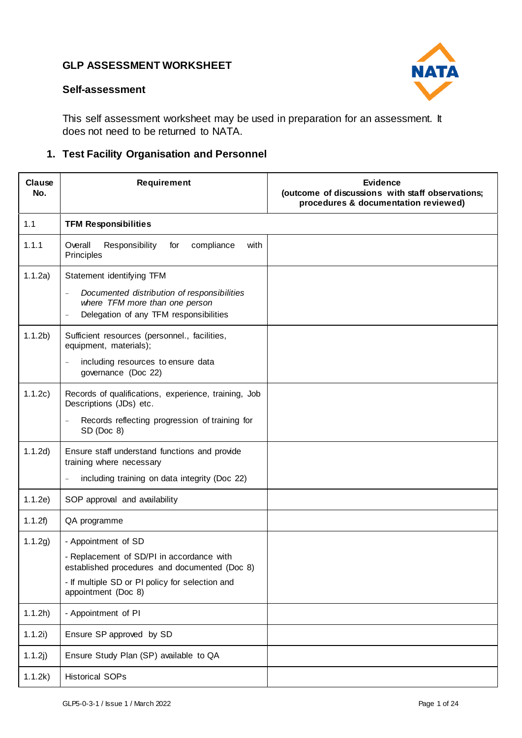# GLP ASSESSMENT WORKSHEET

## Self-assessment

This self assessment worksheet may be used in preparation for an assessment. It does not need to be returned to NATA.

## 1. Test Facility Organisation and Personnel

| Clause No. | Requirement | Evidence (outcome of discussions with staff observations; procedures & documentation reviewed) |
|---|---|---|
| 1.1 | **TFM Responsibilities** | |
| 1.1.1 | Overall Responsibility for compliance with Principles | |
| 1.1.2a) | Statement identifying TFM<br>– *Documented distribution of responsibilities where TFM more than one person*<br>– Delegation of any TFM responsibilities | |
| 1.1.2b) | Sufficient resources (personnel., facilities, equipment, materials);<br>– including resources to ensure data governance (Doc 22) | |
| 1.1.2c) | Records of qualifications, experience, training, Job Descriptions (JDs) etc.<br>– Records reflecting progression of training for SD (Doc 8) | |
| 1.1.2d) | Ensure staff understand functions and provide training where necessary<br>– including training on data integrity (Doc 22) | |
| 1.1.2e) | SOP approval and availability | |
| 1.1.2f) | QA programme | |
| 1.1.2g) | - Appointment of SD<br>- Replacement of SD/PI in accordance with established procedures and documented (Doc 8)<br>- If multiple SD or PI policy for selection and appointment (Doc 8) | |
| 1.1.2h) | - Appointment of PI | |
| 1.1.2i) | Ensure SP approved by SD | |
| 1.1.2j) | Ensure Study Plan (SP) available to QA | |
| 1.1.2k) | Historical SOPs | |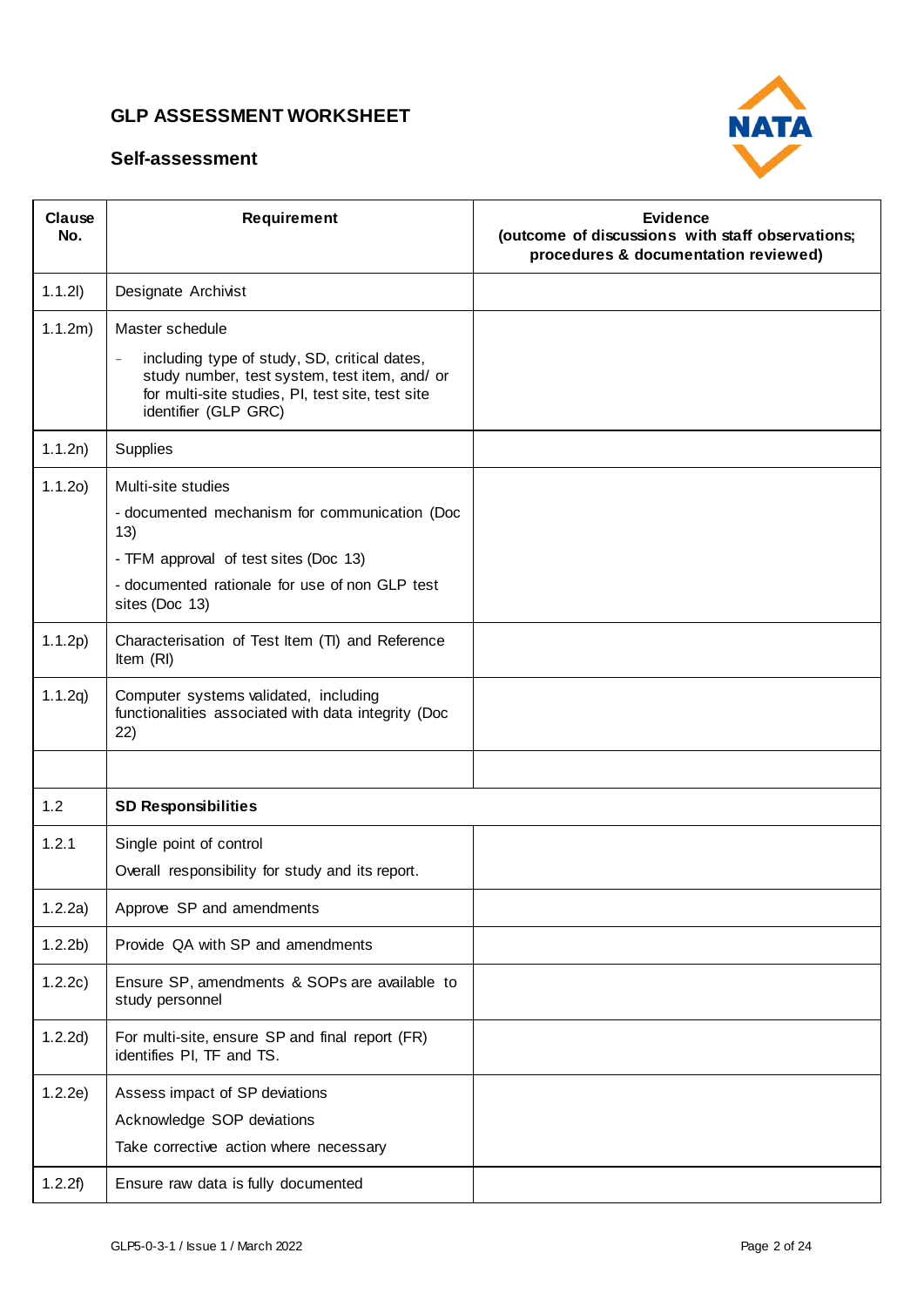# GLP ASSESSMENT WORKSHEET

## Self-assessment

| Clause No. | Requirement | Evidence (outcome of discussions with staff observations; procedures & documentation reviewed) |
|---|---|---|
| 1.1.2l) | Designate Archivist | |
| 1.1.2m) | Master schedule<br>– including type of study, SD, critical dates, study number, test system, test item, and/ or for multi-site studies, PI, test site, test site identifier (GLP GRC) | |
| 1.1.2n) | Supplies | |
| 1.1.2o) | Multi-site studies<br>- documented mechanism for communication (Doc 13)<br>- TFM approval of test sites (Doc 13)<br>- documented rationale for use of non GLP test sites (Doc 13) | |
| 1.1.2p) | Characterisation of Test Item (TI) and Reference Item (RI) | |
| 1.1.2q) | Computer systems validated, including functionalities associated with data integrity (Doc 22) | |
| | | |
| 1.2 | **SD Responsibilities** | |
| 1.2.1 | Single point of control<br>Overall responsibility for study and its report. | |
| 1.2.2a) | Approve SP and amendments | |
| 1.2.2b) | Provide QA with SP and amendments | |
| 1.2.2c) | Ensure SP, amendments & SOPs are available to study personnel | |
| 1.2.2d) | For multi-site, ensure SP and final report (FR) identifies PI, TF and TS. | |
| 1.2.2e) | Assess impact of SP deviations<br>Acknowledge SOP deviations<br>Take corrective action where necessary | |
| 1.2.2f) | Ensure raw data is fully documented | |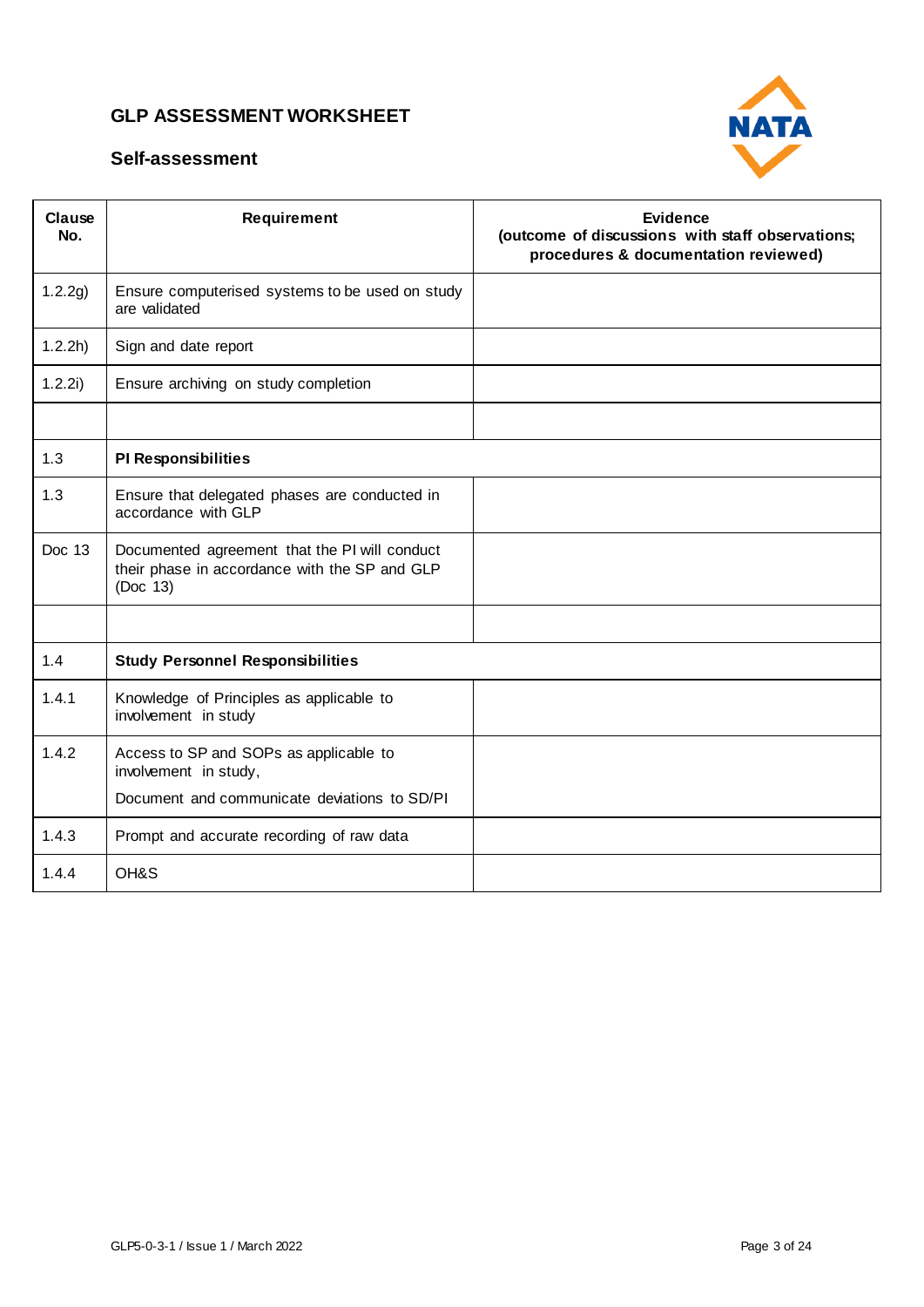## GLP ASSESSMENT WORKSHEET

### Self-assessment

| Clause No. | Requirement | Evidence (outcome of discussions with staff observations; procedures & documentation reviewed) |
|---|---|---|
| 1.2.2g) | Ensure computerised systems to be used on study are validated | |
| 1.2.2h) | Sign and date report | |
| 1.2.2i) | Ensure archiving on study completion | |
| | | |
| 1.3 | **PI Responsibilities** | |
| 1.3 | Ensure that delegated phases are conducted in accordance with GLP | |
| Doc 13 | Documented agreement that the PI will conduct their phase in accordance with the SP and GLP (Doc 13) | |
| | | |
| 1.4 | **Study Personnel Responsibilities** | |
| 1.4.1 | Knowledge of Principles as applicable to involvement in study | |
| 1.4.2 | Access to SP and SOPs as applicable to involvement in study,<br>Document and communicate deviations to SD/PI | |
| 1.4.3 | Prompt and accurate recording of raw data | |
| 1.4.4 | OH&S | |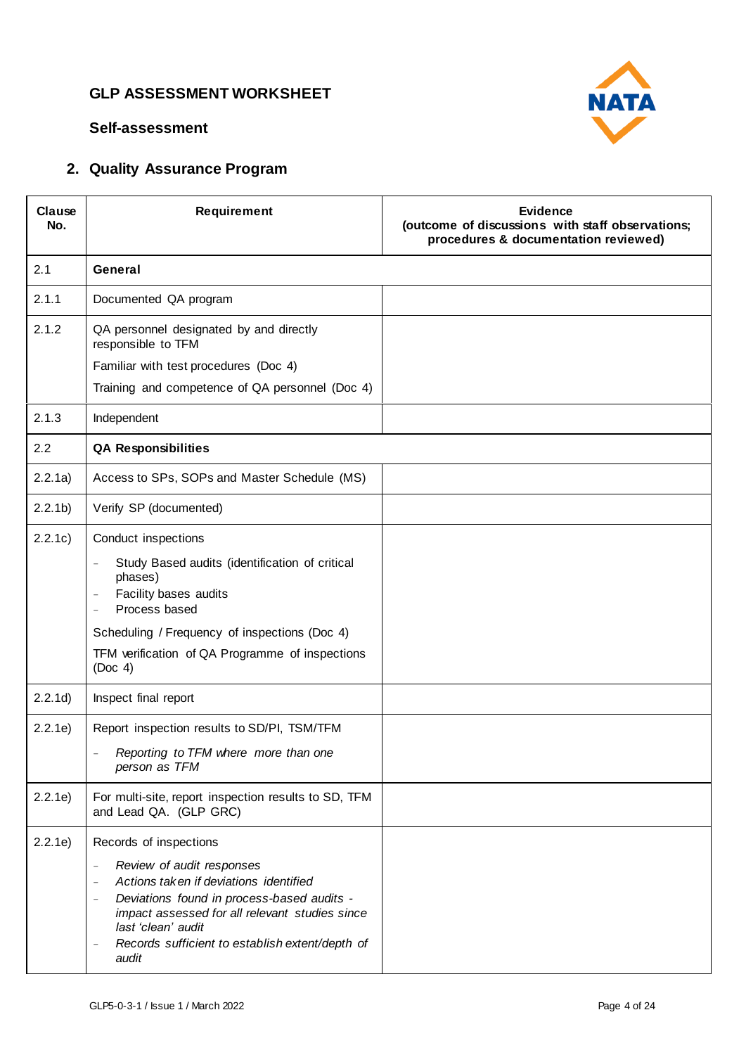# GLP ASSESSMENT WORKSHEET

## Self-assessment

## 2. Quality Assurance Program

| Clause No. | Requirement | Evidence (outcome of discussions with staff observations; procedures & documentation reviewed) |
|---|---|---|
| 2.1 | **General** | |
| 2.1.1 | Documented QA program | |
| 2.1.2 | QA personnel designated by and directly responsible to TFM<br><br>Familiar with test procedures (Doc 4)<br><br>Training and competence of QA personnel (Doc 4) | |
| 2.1.3 | Independent | |
| 2.2 | **QA Responsibilities** | |
| 2.2.1a) | Access to SPs, SOPs and Master Schedule (MS) | |
| 2.2.1b) | Verify SP (documented) | |
| 2.2.1c) | Conduct inspections<br><br>- Study Based audits (identification of critical phases)<br>- Facility bases audits<br>- Process based<br><br>Scheduling / Frequency of inspections (Doc 4)<br><br>TFM verification of QA Programme of inspections (Doc 4) | |
| 2.2.1d) | Inspect final report | |
| 2.2.1e) | Report inspection results to SD/PI, TSM/TFM<br><br>- *Reporting to TFM where more than one person as TFM* | |
| 2.2.1e) | For multi-site, report inspection results to SD, TFM and Lead QA. (GLP GRC) | |
| 2.2.1e) | Records of inspections<br><br>- *Review of audit responses*<br>- *Actions taken if deviations identified*<br>- *Deviations found in process-based audits - impact assessed for all relevant studies since last 'clean' audit*<br>- *Records sufficient to establish extent/depth of audit* | |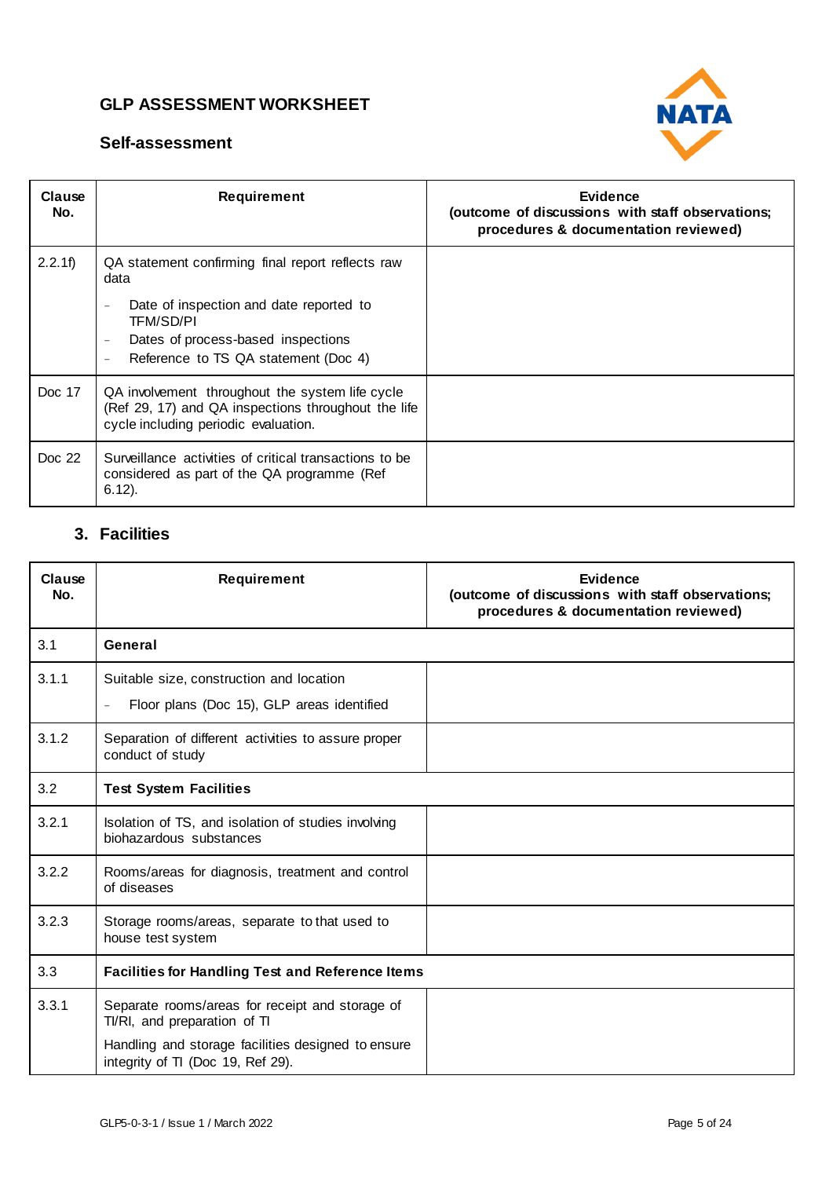# GLP ASSESSMENT WORKSHEET

## Self-assessment

| Clause No. | Requirement | Evidence (outcome of discussions with staff observations; procedures & documentation reviewed) |
|---|---|---|
| 2.2.1f) | QA statement confirming final report reflects raw data<br>- Date of inspection and date reported to TFM/SD/PI<br>- Dates of process-based inspections<br>- Reference to TS QA statement (Doc 4) | |
| Doc 17 | QA involvement throughout the system life cycle (Ref 29, 17) and QA inspections throughout the life cycle including periodic evaluation. | |
| Doc 22 | Surveillance activities of critical transactions to be considered as part of the QA programme (Ref 6.12). | |

## 3. Facilities

| Clause No. | Requirement | Evidence (outcome of discussions with staff observations; procedures & documentation reviewed) |
|---|---|---|
| 3.1 | **General** | |
| 3.1.1 | Suitable size, construction and location<br>- Floor plans (Doc 15), GLP areas identified | |
| 3.1.2 | Separation of different activities to assure proper conduct of study | |
| 3.2 | **Test System Facilities** | |
| 3.2.1 | Isolation of TS, and isolation of studies involving biohazardous substances | |
| 3.2.2 | Rooms/areas for diagnosis, treatment and control of diseases | |
| 3.2.3 | Storage rooms/areas, separate to that used to house test system | |
| 3.3 | **Facilities for Handling Test and Reference Items** | |
| 3.3.1 | Separate rooms/areas for receipt and storage of TI/RI, and preparation of TI<br>Handling and storage facilities designed to ensure integrity of TI (Doc 19, Ref 29). | |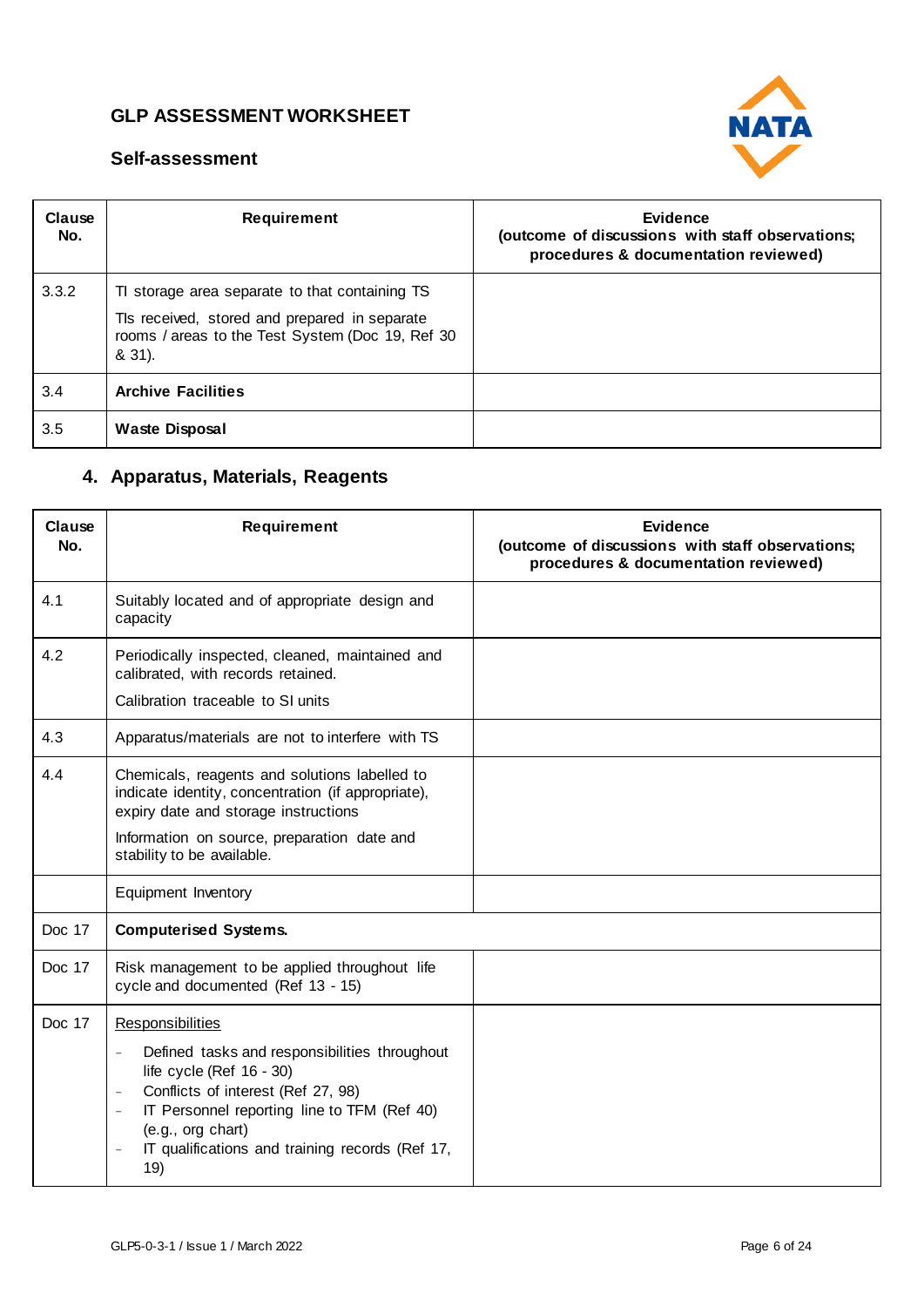## GLP ASSESSMENT WORKSHEET

### Self-assessment

| Clause No. | Requirement | Evidence (outcome of discussions with staff observations; procedures & documentation reviewed) |
|---|---|---|
| 3.3.2 | TI storage area separate to that containing TS<br><br>TIs received, stored and prepared in separate rooms / areas to the Test System (Doc 19, Ref 30 & 31). | |
| 3.4 | **Archive Facilities** | |
| 3.5 | **Waste Disposal** | |

## 4. Apparatus, Materials, Reagents

| Clause No. | Requirement | Evidence (outcome of discussions with staff observations; procedures & documentation reviewed) |
|---|---|---|
| 4.1 | Suitably located and of appropriate design and capacity | |
| 4.2 | Periodically inspected, cleaned, maintained and calibrated, with records retained.<br><br>Calibration traceable to SI units | |
| 4.3 | Apparatus/materials are not to interfere with TS | |
| 4.4 | Chemicals, reagents and solutions labelled to indicate identity, concentration (if appropriate), expiry date and storage instructions<br><br>Information on source, preparation date and stability to be available. | |
| | Equipment Inventory | |
| Doc 17 | **Computerised Systems.** | |
| Doc 17 | Risk management to be applied throughout life cycle and documented (Ref 13 - 15) | |
| Doc 17 | <u>Responsibilities</u><br><br>- Defined tasks and responsibilities throughout life cycle (Ref 16 - 30)<br>- Conflicts of interest (Ref 27, 98)<br>- IT Personnel reporting line to TFM (Ref 40) (e.g., org chart)<br>- IT qualifications and training records (Ref 17, 19) | |

GLP5-0-3-1 / Issue 1 / March 2022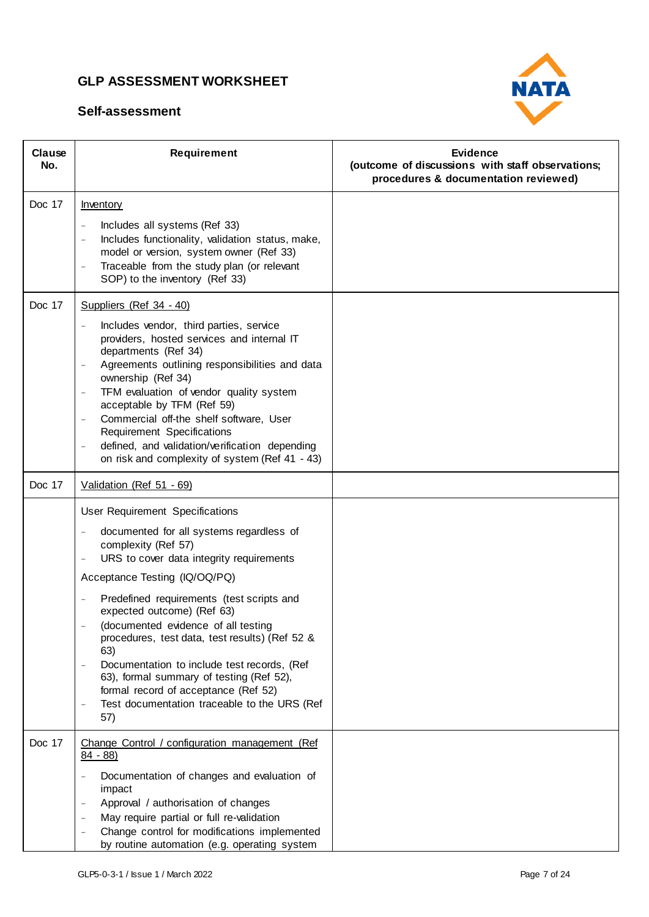# GLP ASSESSMENT WORKSHEET

## Self-assessment

| Clause No. | Requirement | Evidence (outcome of discussions with staff observations; procedures & documentation reviewed) |
|---|---|---|
| Doc 17 | Inventory<br>– Includes all systems (Ref 33)<br>– Includes functionality, validation status, make, model or version, system owner (Ref 33)<br>– Traceable from the study plan (or relevant SOP) to the inventory (Ref 33) | |
| Doc 17 | Suppliers (Ref 34 - 40)<br>– Includes vendor, third parties, service providers, hosted services and internal IT departments (Ref 34)<br>– Agreements outlining responsibilities and data ownership (Ref 34)<br>– TFM evaluation of vendor quality system acceptable by TFM (Ref 59)<br>– Commercial off-the shelf software, User Requirement Specifications<br>– defined, and validation/verification depending on risk and complexity of system (Ref 41 - 43) | |
| Doc 17 | Validation (Ref 51 - 69) | |
| | User Requirement Specifications<br>– documented for all systems regardless of complexity (Ref 57)<br>– URS to cover data integrity requirements<br>Acceptance Testing (IQ/OQ/PQ)<br>– Predefined requirements (test scripts and expected outcome) (Ref 63)<br>– (documented evidence of all testing procedures, test data, test results) (Ref 52 & 63)<br>– Documentation to include test records, (Ref 63), formal summary of testing (Ref 52), formal record of acceptance (Ref 52)<br>– Test documentation traceable to the URS (Ref 57) | |
| Doc 17 | Change Control / configuration management (Ref 84 - 88)<br>– Documentation of changes and evaluation of impact<br>– Approval / authorisation of changes<br>– May require partial or full re-validation<br>– Change control for modifications implemented by routine automation (e.g. operating system | |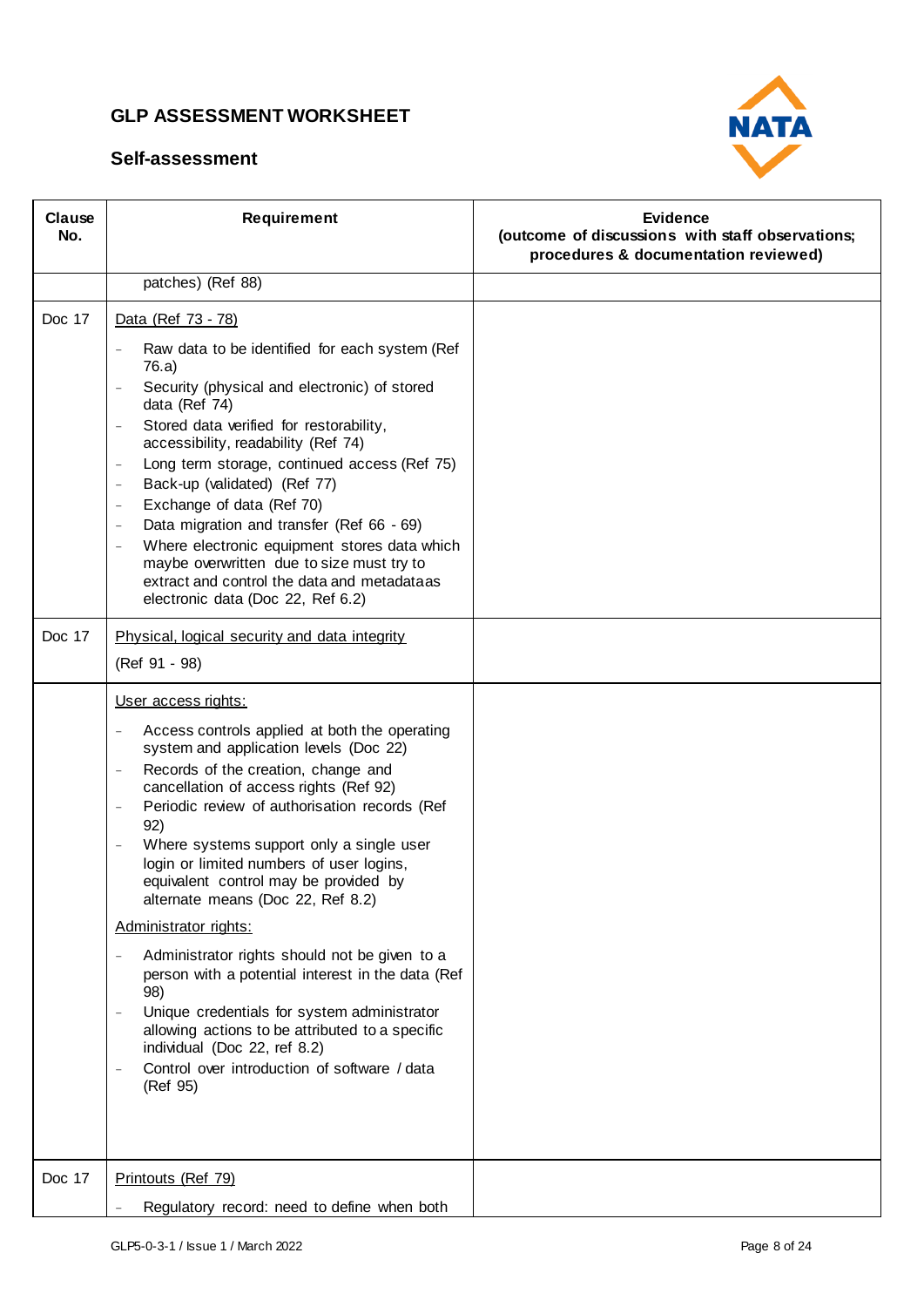## GLP ASSESSMENT WORKSHEET

### Self-assessment

| Clause No. | Requirement | Evidence (outcome of discussions with staff observations; procedures & documentation reviewed) |
|---|---|---|
| | patches) (Ref 88) | |
| Doc 17 | <u>Data (Ref 73 - 78)</u><br>- Raw data to be identified for each system (Ref 76.a)<br>- Security (physical and electronic) of stored data (Ref 74)<br>- Stored data verified for restorability, accessibility, readability (Ref 74)<br>- Long term storage, continued access (Ref 75)<br>- Back-up (validated) (Ref 77)<br>- Exchange of data (Ref 70)<br>- Data migration and transfer (Ref 66 - 69)<br>- Where electronic equipment stores data which maybe overwritten due to size must try to extract and control the data and metadataas electronic data (Doc 22, Ref 6.2) | |
| Doc 17 | <u>Physical, logical security and data integrity</u><br>(Ref 91 - 98) | |
| | <u>User access rights:</u><br>- Access controls applied at both the operating system and application levels (Doc 22)<br>- Records of the creation, change and cancellation of access rights (Ref 92)<br>- Periodic review of authorisation records (Ref 92)<br>- Where systems support only a single user login or limited numbers of user logins, equivalent control may be provided by alternate means (Doc 22, Ref 8.2)<br><u>Administrator rights:</u><br>- Administrator rights should not be given to a person with a potential interest in the data (Ref 98)<br>- Unique credentials for system administrator allowing actions to be attributed to a specific individual (Doc 22, ref 8.2)<br>- Control over introduction of software / data (Ref 95) | |
| Doc 17 | <u>Printouts (Ref 79)</u><br>- Regulatory record: need to define when both | |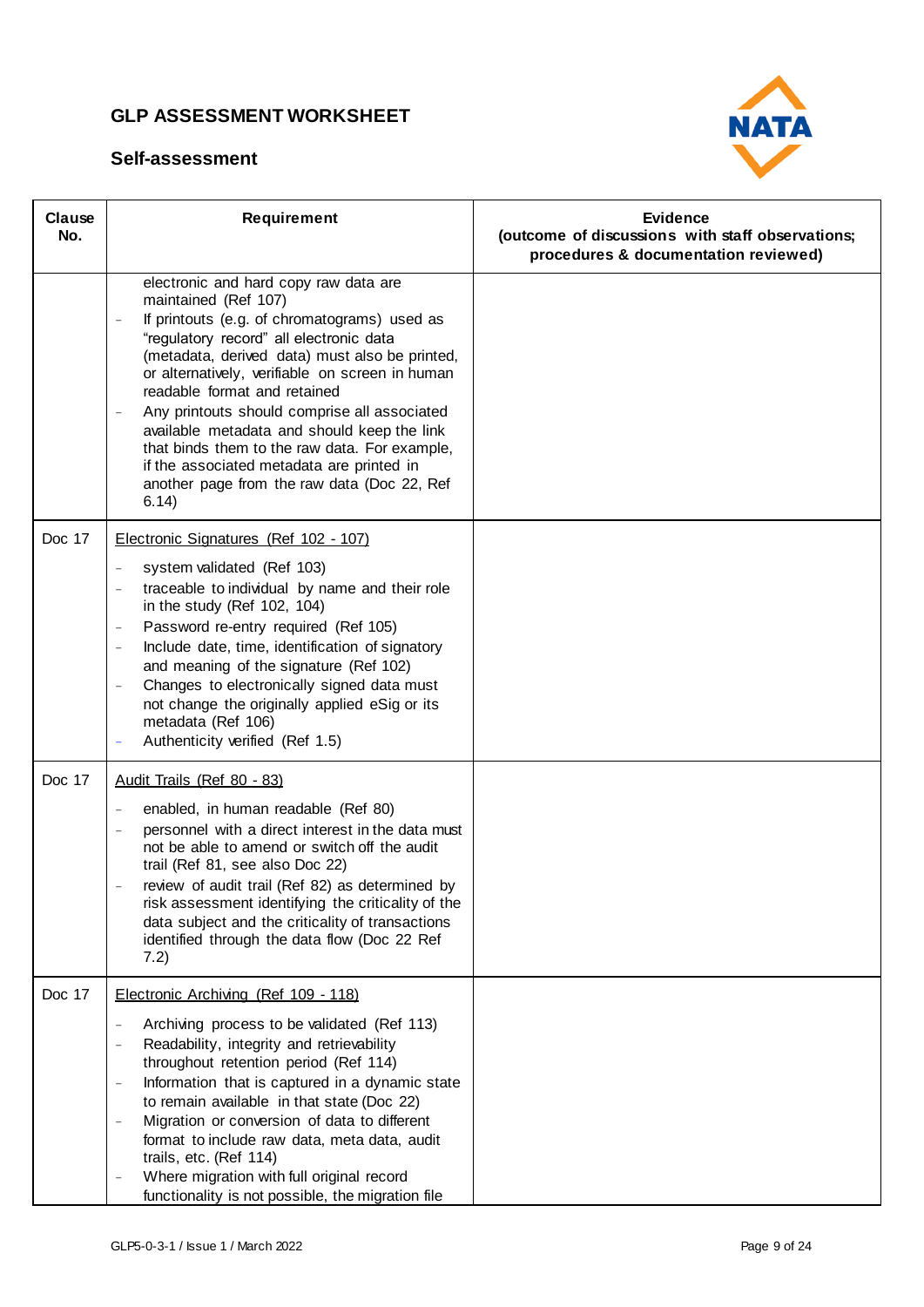## GLP ASSESSMENT WORKSHEET

### Self-assessment

| Clause No. | Requirement | Evidence (outcome of discussions with staff observations; procedures & documentation reviewed) |
|---|---|---|
| | electronic and hard copy raw data are maintained (Ref 107)<br>– If printouts (e.g. of chromatograms) used as "regulatory record" all electronic data (metadata, derived data) must also be printed, or alternatively, verifiable on screen in human readable format and retained<br>– Any printouts should comprise all associated available metadata and should keep the link that binds them to the raw data. For example, if the associated metadata are printed in another page from the raw data (Doc 22, Ref 6.14) | |
| Doc 17 | Electronic Signatures (Ref 102 - 107)<br>– system validated (Ref 103)<br>– traceable to individual by name and their role in the study (Ref 102, 104)<br>– Password re-entry required (Ref 105)<br>– Include date, time, identification of signatory and meaning of the signature (Ref 102)<br>– Changes to electronically signed data must not change the originally applied eSig or its metadata (Ref 106)<br>– Authenticity verified (Ref 1.5) | |
| Doc 17 | Audit Trails (Ref 80 - 83)<br>– enabled, in human readable (Ref 80)<br>– personnel with a direct interest in the data must not be able to amend or switch off the audit trail (Ref 81, see also Doc 22)<br>– review of audit trail (Ref 82) as determined by risk assessment identifying the criticality of the data subject and the criticality of transactions identified through the data flow (Doc 22 Ref 7.2) | |
| Doc 17 | Electronic Archiving (Ref 109 - 118)<br>– Archiving process to be validated (Ref 113)<br>– Readability, integrity and retrievability throughout retention period (Ref 114)<br>– Information that is captured in a dynamic state to remain available in that state (Doc 22)<br>– Migration or conversion of data to different format to include raw data, meta data, audit trails, etc. (Ref 114)<br>– Where migration with full original record functionality is not possible, the migration file | |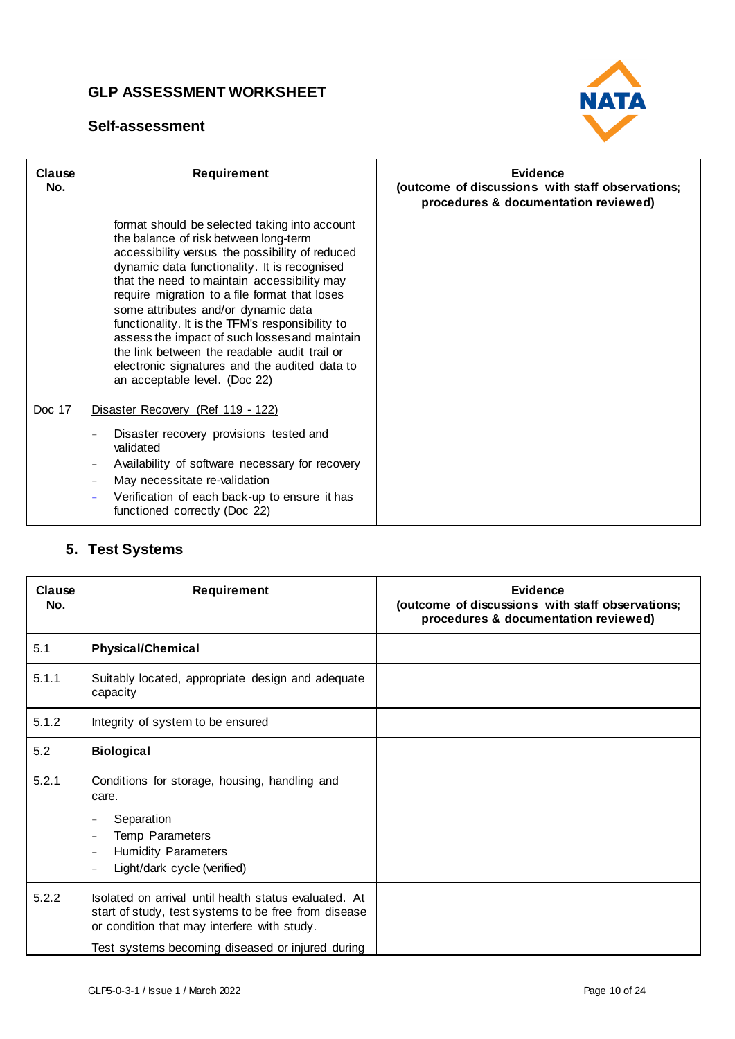## GLP ASSESSMENT WORKSHEET

### Self-assessment

| Clause No. | Requirement | Evidence (outcome of discussions with staff observations; procedures & documentation reviewed) |
|---|---|---|
| | format should be selected taking into account the balance of risk between long-term accessibility versus the possibility of reduced dynamic data functionality. It is recognised that the need to maintain accessibility may require migration to a file format that loses some attributes and/or dynamic data functionality. It is the TFM's responsibility to assess the impact of such losses and maintain the link between the readable audit trail or electronic signatures and the audited data to an acceptable level. (Doc 22) | |
| Doc 17 | Disaster Recovery (Ref 119 - 122)<br>– Disaster recovery provisions tested and validated<br>– Availability of software necessary for recovery<br>– May necessitate re-validation<br>– Verification of each back-up to ensure it has functioned correctly (Doc 22) | |

## 5. Test Systems

| Clause No. | Requirement | Evidence (outcome of discussions with staff observations; procedures & documentation reviewed) |
|---|---|---|
| 5.1 | **Physical/Chemical** | |
| 5.1.1 | Suitably located, appropriate design and adequate capacity | |
| 5.1.2 | Integrity of system to be ensured | |
| 5.2 | **Biological** | |
| 5.2.1 | Conditions for storage, housing, handling and care.<br>– Separation<br>– Temp Parameters<br>– Humidity Parameters<br>– Light/dark cycle (verified) | |
| 5.2.2 | Isolated on arrival until health status evaluated. At start of study, test systems to be free from disease or condition that may interfere with study.<br>Test systems becoming diseased or injured during | |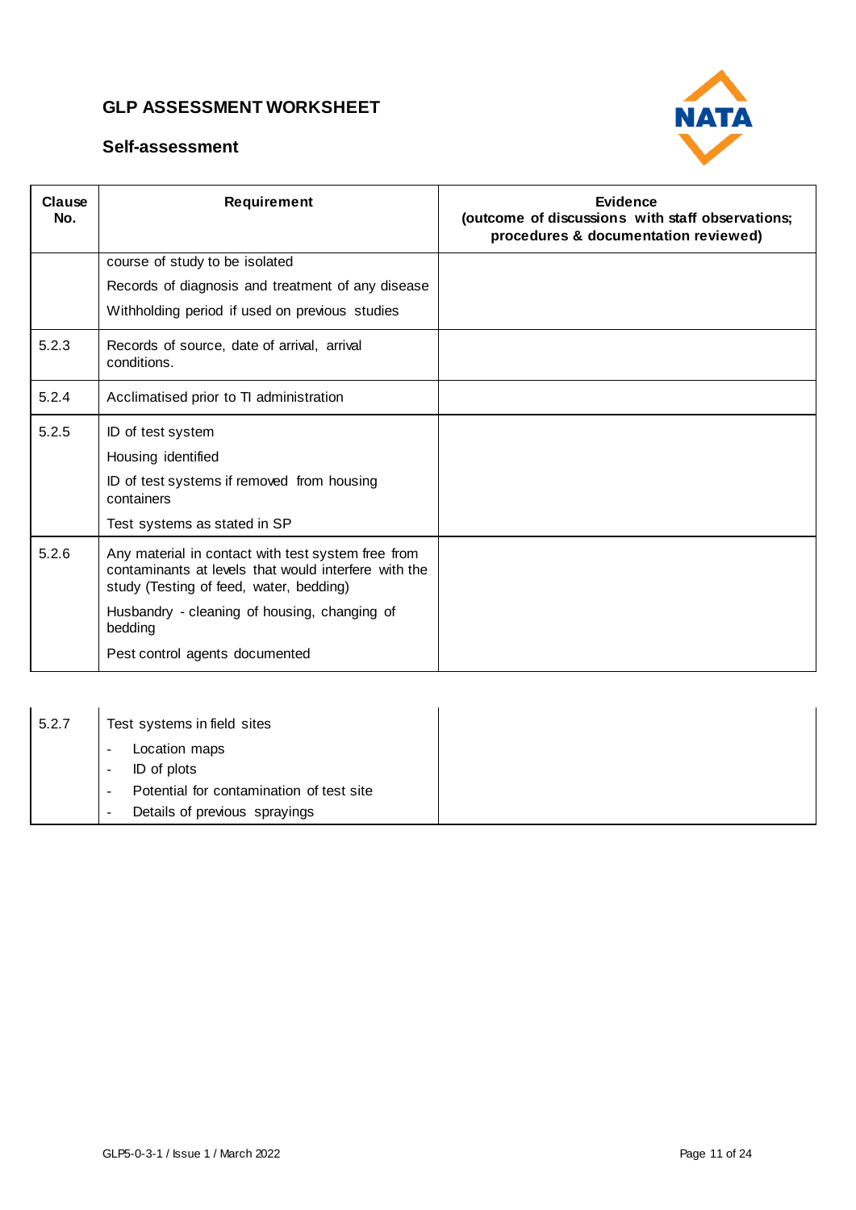# GLP ASSESSMENT WORKSHEET

## Self-assessment

| Clause No. | Requirement | Evidence (outcome of discussions with staff observations; procedures & documentation reviewed) |
|---|---|---|
| | course of study to be isolated<br>Records of diagnosis and treatment of any disease<br>Withholding period if used on previous studies | |
| 5.2.3 | Records of source, date of arrival, arrival conditions. | |
| 5.2.4 | Acclimatised prior to TI administration | |
| 5.2.5 | ID of test system<br>Housing identified<br>ID of test systems if removed from housing containers<br>Test systems as stated in SP | |
| 5.2.6 | Any material in contact with test system free from contaminants at levels that would interfere with the study (Testing of feed, water, bedding)<br>Husbandry - cleaning of housing, changing of bedding<br>Pest control agents documented | |
| 5.2.7 | Test systems in field sites<br>- Location maps<br>- ID of plots<br>- Potential for contamination of test site<br>- Details of previous sprayings | |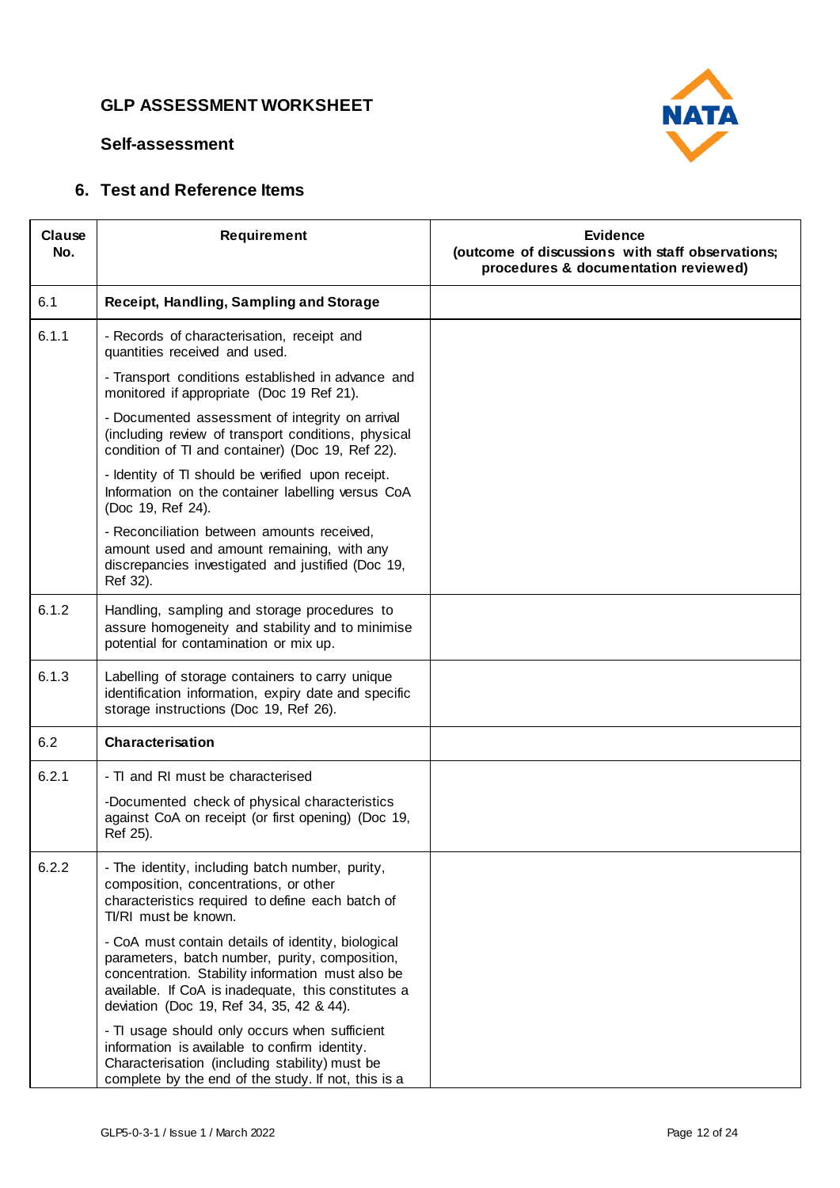# GLP ASSESSMENT WORKSHEET

## Self-assessment

## 6. Test and Reference Items

| Clause No. | Requirement | Evidence (outcome of discussions with staff observations; procedures & documentation reviewed) |
|---|---|---|
| 6.1 | **Receipt, Handling, Sampling and Storage** | |
| 6.1.1 | - Records of characterisation, receipt and quantities received and used.<br><br>- Transport conditions established in advance and monitored if appropriate (Doc 19 Ref 21).<br><br>- Documented assessment of integrity on arrival (including review of transport conditions, physical condition of TI and container) (Doc 19, Ref 22).<br><br>- Identity of TI should be verified upon receipt. Information on the container labelling versus CoA (Doc 19, Ref 24).<br><br>- Reconciliation between amounts received, amount used and amount remaining, with any discrepancies investigated and justified (Doc 19, Ref 32). | |
| 6.1.2 | Handling, sampling and storage procedures to assure homogeneity and stability and to minimise potential for contamination or mix up. | |
| 6.1.3 | Labelling of storage containers to carry unique identification information, expiry date and specific storage instructions (Doc 19, Ref 26). | |
| 6.2 | **Characterisation** | |
| 6.2.1 | - TI and RI must be characterised<br><br>-Documented check of physical characteristics against CoA on receipt (or first opening) (Doc 19, Ref 25). | |
| 6.2.2 | - The identity, including batch number, purity, composition, concentrations, or other characteristics required to define each batch of TI/RI must be known.<br><br>- CoA must contain details of identity, biological parameters, batch number, purity, composition, concentration. Stability information must also be available. If CoA is inadequate, this constitutes a deviation (Doc 19, Ref 34, 35, 42 & 44).<br><br>- TI usage should only occurs when sufficient information is available to confirm identity. Characterisation (including stability) must be complete by the end of the study. If not, this is a | |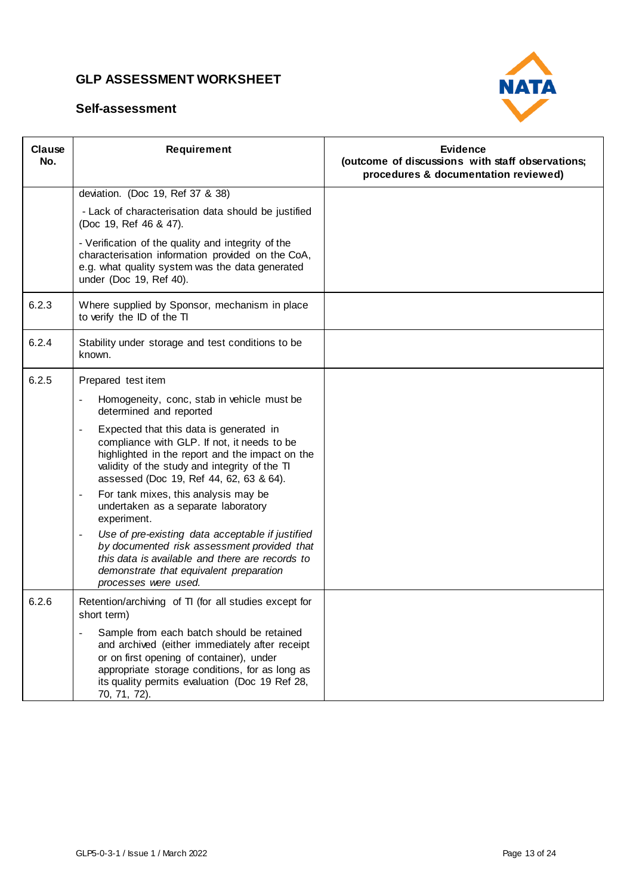## GLP ASSESSMENT WORKSHEET

### Self-assessment

| Clause No. | Requirement | Evidence (outcome of discussions with staff observations; procedures & documentation reviewed) |
|---|---|---|
| | deviation. (Doc 19, Ref 37 & 38)<br><br>- Lack of characterisation data should be justified (Doc 19, Ref 46 & 47).<br><br>- Verification of the quality and integrity of the characterisation information provided on the CoA, e.g. what quality system was the data generated under (Doc 19, Ref 40). | |
| 6.2.3 | Where supplied by Sponsor, mechanism in place to verify the ID of the TI | |
| 6.2.4 | Stability under storage and test conditions to be known. | |
| 6.2.5 | Prepared test item<br><br>- Homogeneity, conc, stab in vehicle must be determined and reported<br>- Expected that this data is generated in compliance with GLP. If not, it needs to be highlighted in the report and the impact on the validity of the study and integrity of the TI assessed (Doc 19, Ref 44, 62, 63 & 64).<br>- For tank mixes, this analysis may be undertaken as a separate laboratory experiment.<br>- *Use of pre-existing data acceptable if justified by documented risk assessment provided that this data is available and there are records to demonstrate that equivalent preparation processes were used.* | |
| 6.2.6 | Retention/archiving of TI (for all studies except for short term)<br><br>- Sample from each batch should be retained and archived (either immediately after receipt or on first opening of container), under appropriate storage conditions, for as long as its quality permits evaluation (Doc 19 Ref 28, 70, 71, 72). | |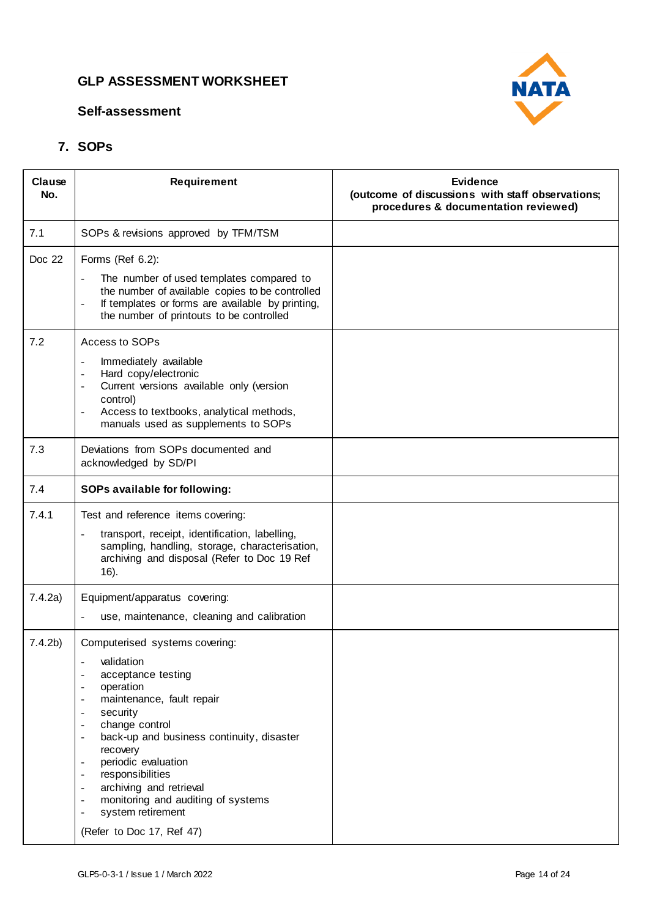## GLP ASSESSMENT WORKSHEET

### Self-assessment

### 7. SOPs

| Clause No. | Requirement | Evidence (outcome of discussions with staff observations; procedures & documentation reviewed) |
|---|---|---|
| 7.1 | SOPs & revisions approved by TFM/TSM | |
| Doc 22 | Forms (Ref 6.2):<br>- The number of used templates compared to the number of available copies to be controlled<br>- If templates or forms are available by printing, the number of printouts to be controlled | |
| 7.2 | Access to SOPs<br>- Immediately available<br>- Hard copy/electronic<br>- Current versions available only (version control)<br>- Access to textbooks, analytical methods, manuals used as supplements to SOPs | |
| 7.3 | Deviations from SOPs documented and acknowledged by SD/PI | |
| 7.4 | **SOPs available for following:** | |
| 7.4.1 | Test and reference items covering:<br>- transport, receipt, identification, labelling, sampling, handling, storage, characterisation, archiving and disposal (Refer to Doc 19 Ref 16). | |
| 7.4.2a) | Equipment/apparatus covering:<br>- use, maintenance, cleaning and calibration | |
| 7.4.2b) | Computerised systems covering:<br>- validation<br>- acceptance testing<br>- operation<br>- maintenance, fault repair<br>- security<br>- change control<br>- back-up and business continuity, disaster recovery<br>- periodic evaluation<br>- responsibilities<br>- archiving and retrieval<br>- monitoring and auditing of systems<br>- system retirement<br><br>(Refer to Doc 17, Ref 47) | |

GLP5-0-3-1 / Issue 1 / March 2022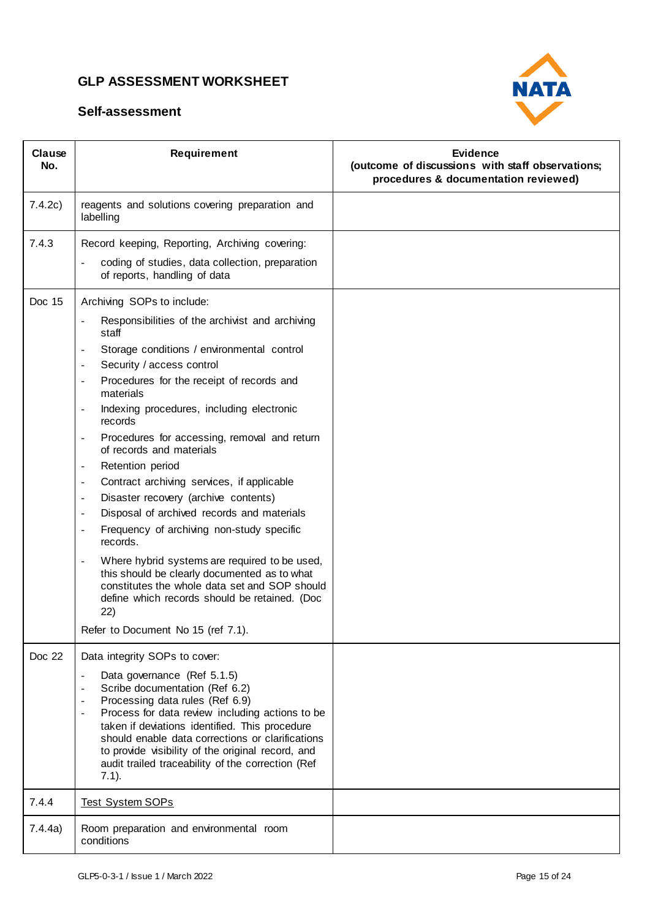## GLP ASSESSMENT WORKSHEET

### Self-assessment

| Clause No. | Requirement | Evidence (outcome of discussions with staff observations; procedures & documentation reviewed) |
|---|---|---|
| 7.4.2c) | reagents and solutions covering preparation and labelling | |
| 7.4.3 | Record keeping, Reporting, Archiving covering:<br>- coding of studies, data collection, preparation of reports, handling of data | |
| Doc 15 | Archiving SOPs to include:<br>- Responsibilities of the archivist and archiving staff<br>- Storage conditions / environmental control<br>- Security / access control<br>- Procedures for the receipt of records and materials<br>- Indexing procedures, including electronic records<br>- Procedures for accessing, removal and return of records and materials<br>- Retention period<br>- Contract archiving services, if applicable<br>- Disaster recovery (archive contents)<br>- Disposal of archived records and materials<br>- Frequency of archiving non-study specific records.<br>- Where hybrid systems are required to be used, this should be clearly documented as to what constitutes the whole data set and SOP should define which records should be retained. (Doc 22)<br>Refer to Document No 15 (ref 7.1). | |
| Doc 22 | Data integrity SOPs to cover:<br>- Data governance (Ref 5.1.5)<br>- Scribe documentation (Ref 6.2)<br>- Processing data rules (Ref 6.9)<br>- Process for data review including actions to be taken if deviations identified. This procedure should enable data corrections or clarifications to provide visibility of the original record, and audit trailed traceability of the correction (Ref 7.1). | |
| 7.4.4 | Test System SOPs | |
| 7.4.4a) | Room preparation and environmental room conditions | |

GLP5-0-3-1 / Issue 1 / March 2022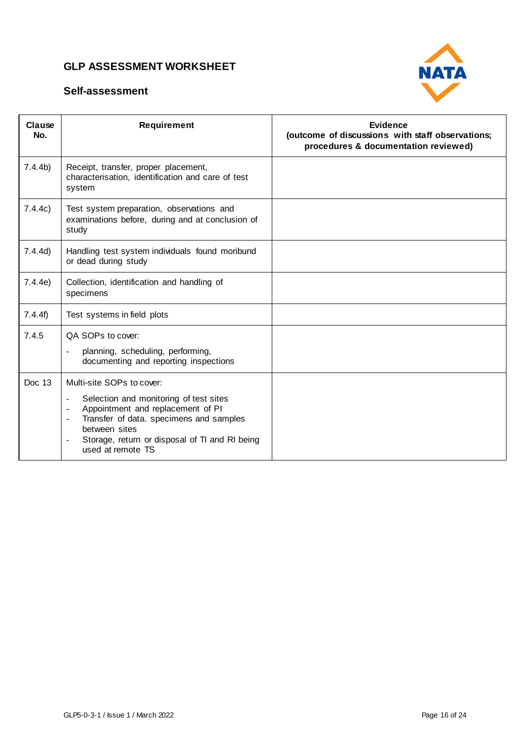# GLP ASSESSMENT WORKSHEET

## Self-assessment

| Clause No. | Requirement | Evidence (outcome of discussions with staff observations; procedures & documentation reviewed) |
|---|---|---|
| 7.4.4b) | Receipt, transfer, proper placement, characterisation, identification and care of test system | |
| 7.4.4c) | Test system preparation, observations and examinations before, during and at conclusion of study | |
| 7.4.4d) | Handling test system individuals found moribund or dead during study | |
| 7.4.4e) | Collection, identification and handling of specimens | |
| 7.4.4f) | Test systems in field plots | |
| 7.4.5 | QA SOPs to cover:<br>- planning, scheduling, performing, documenting and reporting inspections | |
| Doc 13 | Multi-site SOPs to cover:<br>- Selection and monitoring of test sites<br>- Appointment and replacement of PI<br>- Transfer of data. specimens and samples between sites<br>- Storage, return or disposal of TI and RI being used at remote TS | |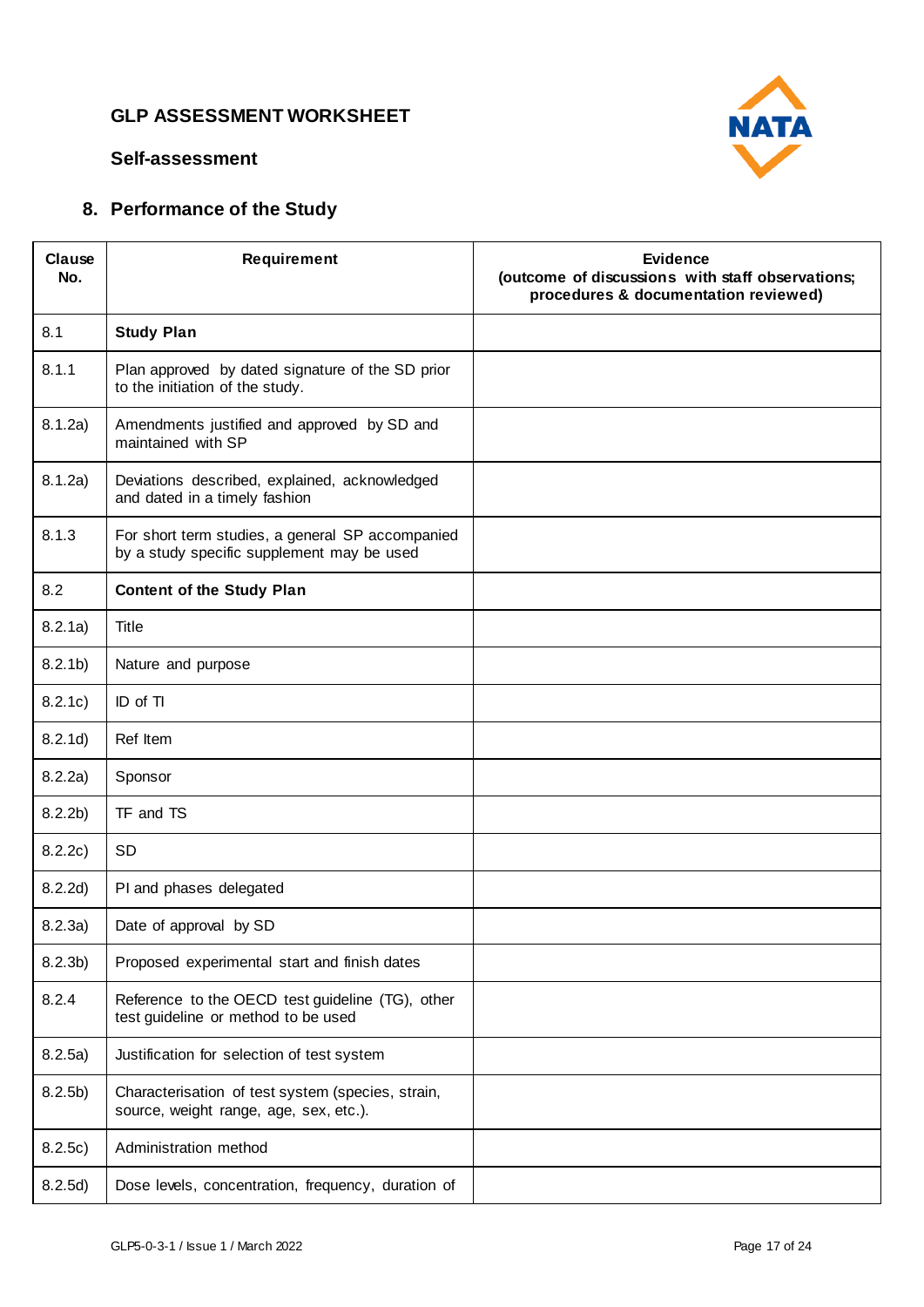# GLP ASSESSMENT WORKSHEET

**Self-assessment**

## 8. Performance of the Study

| Clause No. | Requirement | Evidence (outcome of discussions with staff observations; procedures & documentation reviewed) |
|---|---|---|
| 8.1 | **Study Plan** | |
| 8.1.1 | Plan approved by dated signature of the SD prior to the initiation of the study. | |
| 8.1.2a) | Amendments justified and approved by SD and maintained with SP | |
| 8.1.2a) | Deviations described, explained, acknowledged and dated in a timely fashion | |
| 8.1.3 | For short term studies, a general SP accompanied by a study specific supplement may be used | |
| 8.2 | **Content of the Study Plan** | |
| 8.2.1a) | Title | |
| 8.2.1b) | Nature and purpose | |
| 8.2.1c) | ID of TI | |
| 8.2.1d) | Ref Item | |
| 8.2.2a) | Sponsor | |
| 8.2.2b) | TF and TS | |
| 8.2.2c) | SD | |
| 8.2.2d) | PI and phases delegated | |
| 8.2.3a) | Date of approval by SD | |
| 8.2.3b) | Proposed experimental start and finish dates | |
| 8.2.4 | Reference to the OECD test guideline (TG), other test guideline or method to be used | |
| 8.2.5a) | Justification for selection of test system | |
| 8.2.5b) | Characterisation of test system (species, strain, source, weight range, age, sex, etc.). | |
| 8.2.5c) | Administration method | |
| 8.2.5d) | Dose levels, concentration, frequency, duration of | |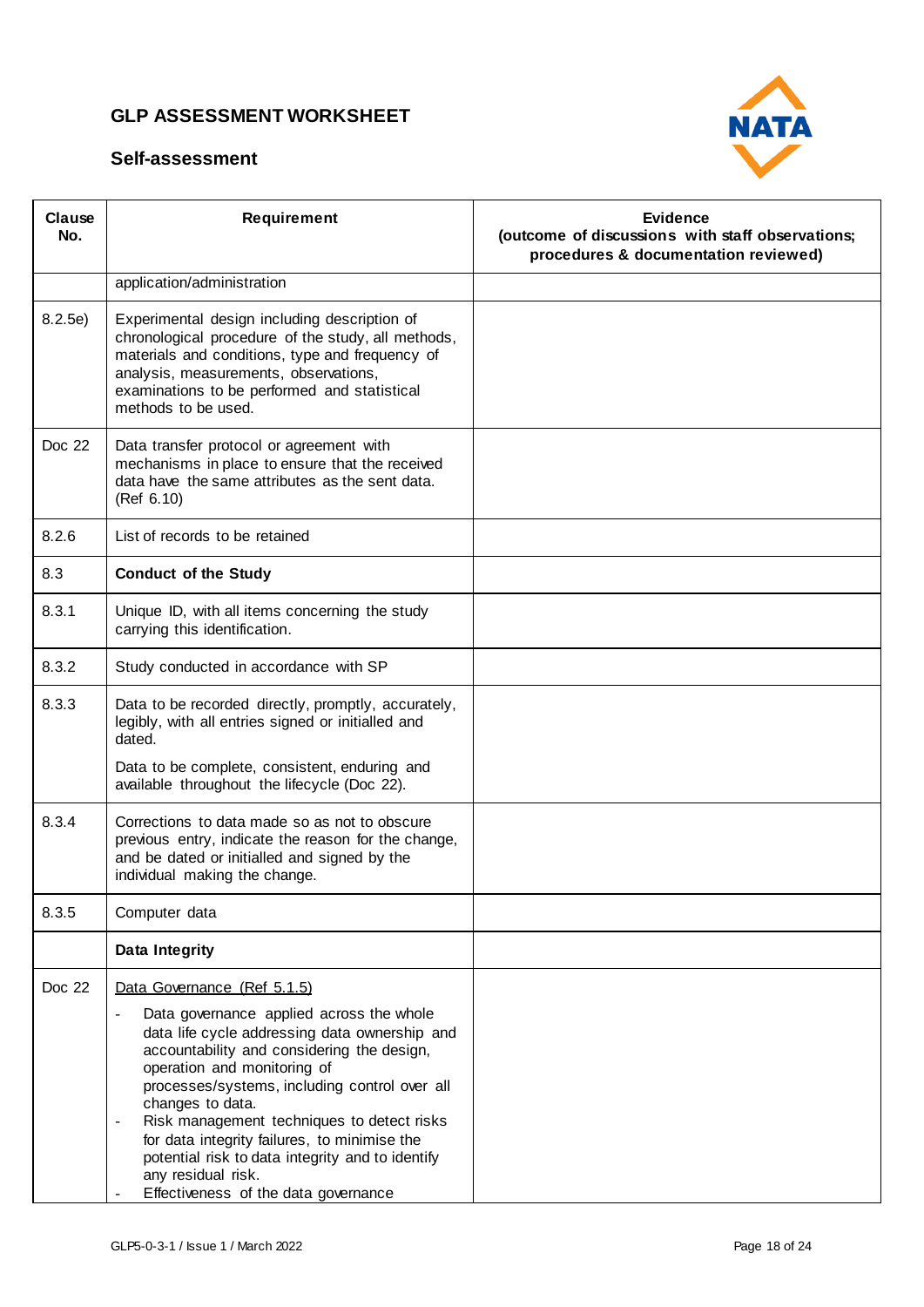## GLP ASSESSMENT WORKSHEET

### Self-assessment

| Clause No. | Requirement | Evidence (outcome of discussions with staff observations; procedures & documentation reviewed) |
|---|---|---|
| | application/administration | |
| 8.2.5e) | Experimental design including description of chronological procedure of the study, all methods, materials and conditions, type and frequency of analysis, measurements, observations, examinations to be performed and statistical methods to be used. | |
| Doc 22 | Data transfer protocol or agreement with mechanisms in place to ensure that the received data have the same attributes as the sent data. (Ref 6.10) | |
| 8.2.6 | List of records to be retained | |
| 8.3 | **Conduct of the Study** | |
| 8.3.1 | Unique ID, with all items concerning the study carrying this identification. | |
| 8.3.2 | Study conducted in accordance with SP | |
| 8.3.3 | Data to be recorded directly, promptly, accurately, legibly, with all entries signed or initialled and dated.<br><br>Data to be complete, consistent, enduring and available throughout the lifecycle (Doc 22). | |
| 8.3.4 | Corrections to data made so as not to obscure previous entry, indicate the reason for the change, and be dated or initialled and signed by the individual making the change. | |
| 8.3.5 | Computer data | |
| | **Data Integrity** | |
| Doc 22 | <u>Data Governance (Ref 5.1.5)</u><br>- Data governance applied across the whole data life cycle addressing data ownership and accountability and considering the design, operation and monitoring of processes/systems, including control over all changes to data.<br>- Risk management techniques to detect risks for data integrity failures, to minimise the potential risk to data integrity and to identify any residual risk.<br>- Effectiveness of the data governance | |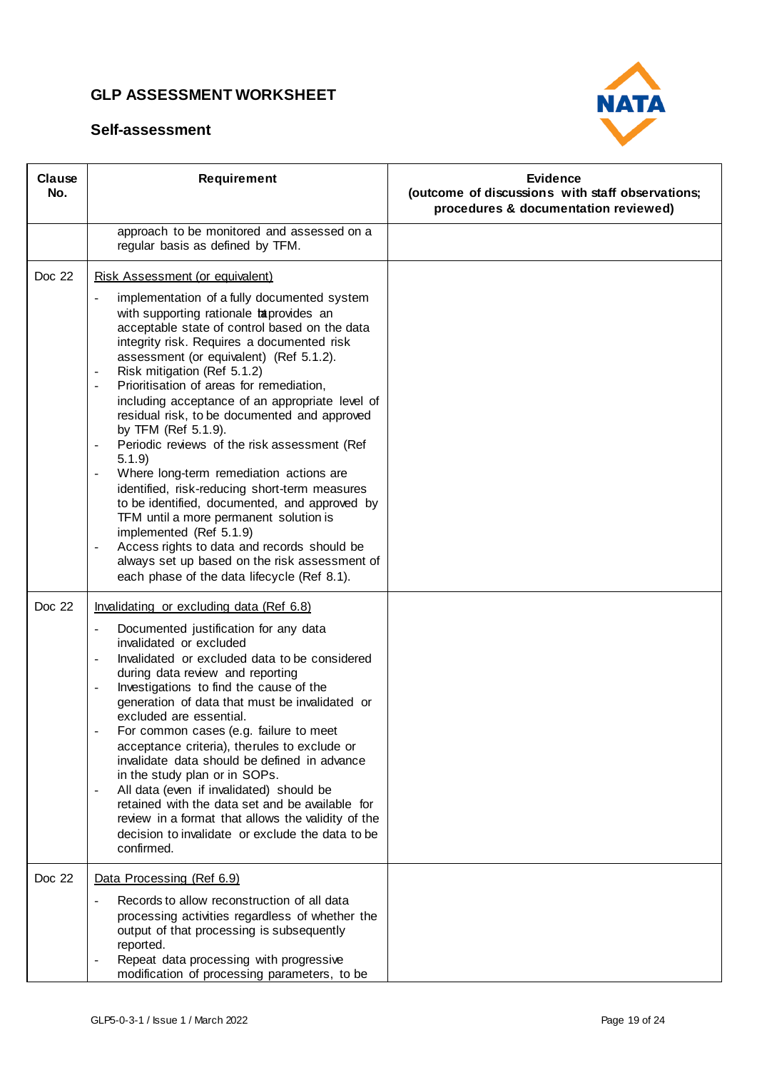## GLP ASSESSMENT WORKSHEET

### Self-assessment

| Clause No. | Requirement | Evidence (outcome of discussions with staff observations; procedures & documentation reviewed) |
|---|---|---|
| | approach to be monitored and assessed on a regular basis as defined by TFM. | |
| Doc 22 | Risk Assessment (or equivalent)<br>- implementation of a fully documented system with supporting rationale that provides an acceptable state of control based on the data integrity risk. Requires a documented risk assessment (or equivalent) (Ref 5.1.2).<br>- Risk mitigation (Ref 5.1.2)<br>- Prioritisation of areas for remediation, including acceptance of an appropriate level of residual risk, to be documented and approved by TFM (Ref 5.1.9).<br>- Periodic reviews of the risk assessment (Ref 5.1.9)<br>- Where long-term remediation actions are identified, risk-reducing short-term measures to be identified, documented, and approved by TFM until a more permanent solution is implemented (Ref 5.1.9)<br>- Access rights to data and records should be always set up based on the risk assessment of each phase of the data lifecycle (Ref 8.1). | |
| Doc 22 | Invalidating or excluding data (Ref 6.8)<br>- Documented justification for any data invalidated or excluded<br>- Invalidated or excluded data to be considered during data review and reporting<br>- Investigations to find the cause of the generation of data that must be invalidated or excluded are essential.<br>- For common cases (e.g. failure to meet acceptance criteria), the rules to exclude or invalidate data should be defined in advance in the study plan or in SOPs.<br>- All data (even if invalidated) should be retained with the data set and be available for review in a format that allows the validity of the decision to invalidate or exclude the data to be confirmed. | |
| Doc 22 | Data Processing (Ref 6.9)<br>- Records to allow reconstruction of all data processing activities regardless of whether the output of that processing is subsequently reported.<br>- Repeat data processing with progressive modification of processing parameters, to be | |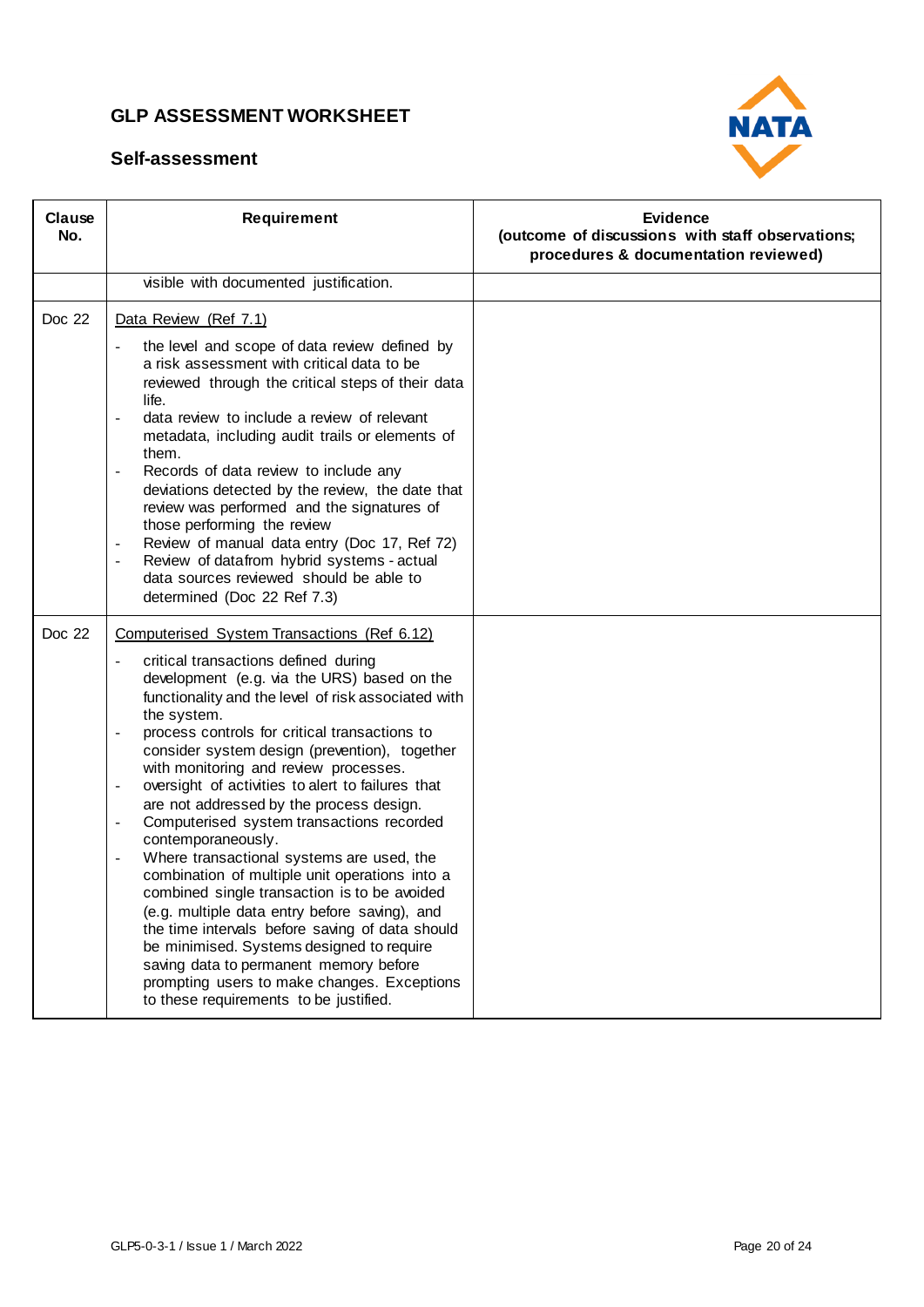## GLP ASSESSMENT WORKSHEET

### Self-assessment

| Clause No. | Requirement | Evidence (outcome of discussions with staff observations; procedures & documentation reviewed) |
|---|---|---|
| | visible with documented justification. | |
| Doc 22 | Data Review (Ref 7.1)<br>- the level and scope of data review defined by a risk assessment with critical data to be reviewed through the critical steps of their data life.<br>- data review to include a review of relevant metadata, including audit trails or elements of them.<br>- Records of data review to include any deviations detected by the review, the date that review was performed and the signatures of those performing the review<br>- Review of manual data entry (Doc 17, Ref 72)<br>- Review of datafrom hybrid systems - actual data sources reviewed should be able to determined (Doc 22 Ref 7.3) | |
| Doc 22 | Computerised System Transactions (Ref 6.12)<br>- critical transactions defined during development (e.g. via the URS) based on the functionality and the level of risk associated with the system.<br>- process controls for critical transactions to consider system design (prevention), together with monitoring and review processes.<br>- oversight of activities to alert to failures that are not addressed by the process design.<br>- Computerised system transactions recorded contemporaneously.<br>- Where transactional systems are used, the combination of multiple unit operations into a combined single transaction is to be avoided (e.g. multiple data entry before saving), and the time intervals before saving of data should be minimised. Systems designed to require saving data to permanent memory before prompting users to make changes. Exceptions to these requirements to be justified. | |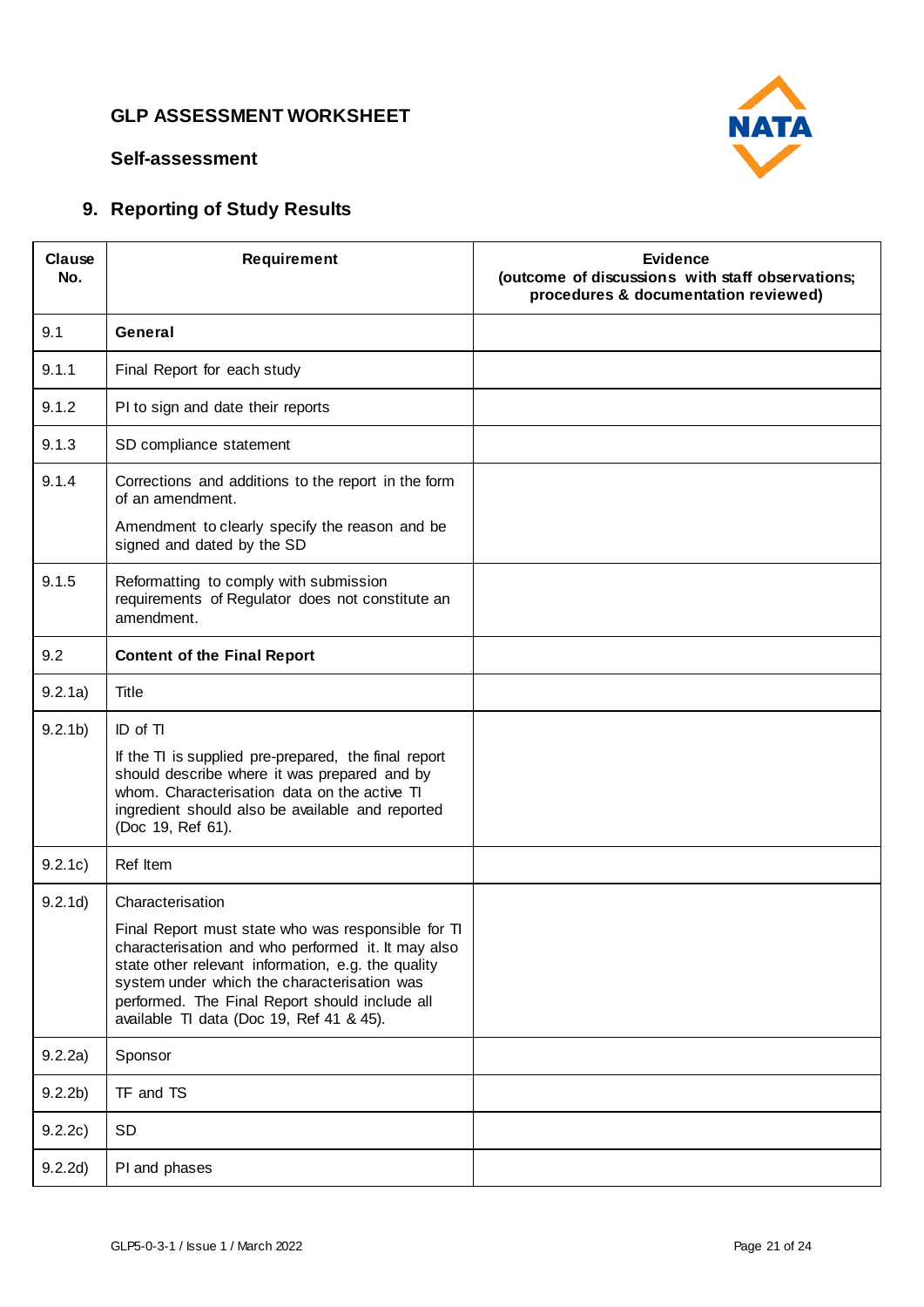# GLP ASSESSMENT WORKSHEET

## Self-assessment

## 9. Reporting of Study Results

| Clause No. | Requirement | Evidence (outcome of discussions with staff observations; procedures & documentation reviewed) |
|---|---|---|
| 9.1 | **General** | |
| 9.1.1 | Final Report for each study | |
| 9.1.2 | PI to sign and date their reports | |
| 9.1.3 | SD compliance statement | |
| 9.1.4 | Corrections and additions to the report in the form of an amendment.<br><br>Amendment to clearly specify the reason and be signed and dated by the SD | |
| 9.1.5 | Reformatting to comply with submission requirements of Regulator does not constitute an amendment. | |
| 9.2 | **Content of the Final Report** | |
| 9.2.1a) | Title | |
| 9.2.1b) | ID of TI<br><br>If the TI is supplied pre-prepared, the final report should describe where it was prepared and by whom. Characterisation data on the active TI ingredient should also be available and reported (Doc 19, Ref 61). | |
| 9.2.1c) | Ref Item | |
| 9.2.1d) | Characterisation<br><br>Final Report must state who was responsible for TI characterisation and who performed it. It may also state other relevant information, e.g. the quality system under which the characterisation was performed. The Final Report should include all available TI data (Doc 19, Ref 41 & 45). | |
| 9.2.2a) | Sponsor | |
| 9.2.2b) | TF and TS | |
| 9.2.2c) | SD | |
| 9.2.2d) | PI and phases | |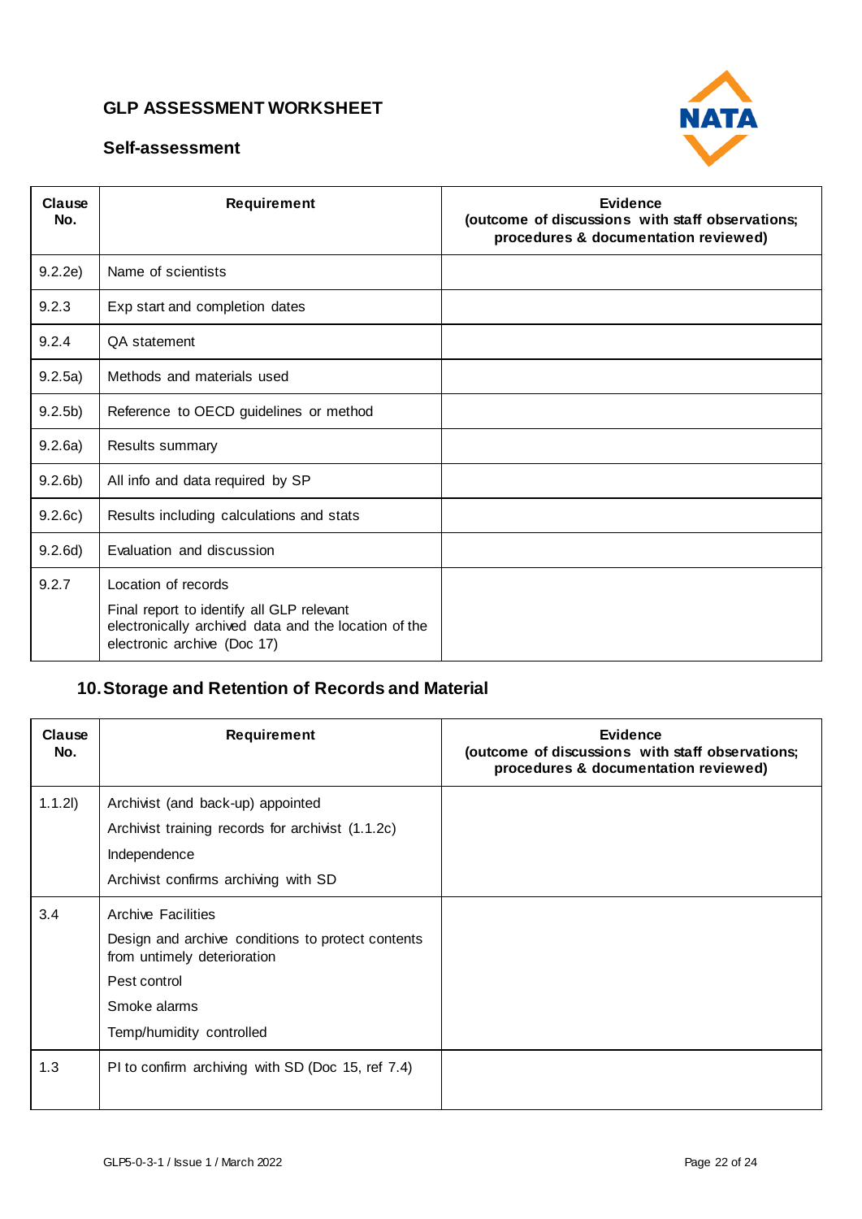# GLP ASSESSMENT WORKSHEET

## Self-assessment

| Clause No. | Requirement | Evidence (outcome of discussions with staff observations; procedures & documentation reviewed) |
|---|---|---|
| 9.2.2e) | Name of scientists | |
| 9.2.3 | Exp start and completion dates | |
| 9.2.4 | QA statement | |
| 9.2.5a) | Methods and materials used | |
| 9.2.5b) | Reference to OECD guidelines or method | |
| 9.2.6a) | Results summary | |
| 9.2.6b) | All info and data required by SP | |
| 9.2.6c) | Results including calculations and stats | |
| 9.2.6d) | Evaluation and discussion | |
| 9.2.7 | Location of records<br>Final report to identify all GLP relevant electronically archived data and the location of the electronic archive (Doc 17) | |

## 10. Storage and Retention of Records and Material

| Clause No. | Requirement | Evidence (outcome of discussions with staff observations; procedures & documentation reviewed) |
|---|---|---|
| 1.1.2l) | Archivist (and back-up) appointed<br>Archivist training records for archivist (1.1.2c)<br>Independence<br>Archivist confirms archiving with SD | |
| 3.4 | Archive Facilities<br>Design and archive conditions to protect contents from untimely deterioration<br>Pest control<br>Smoke alarms<br>Temp/humidity controlled | |
| 1.3 | PI to confirm archiving with SD (Doc 15, ref 7.4) | |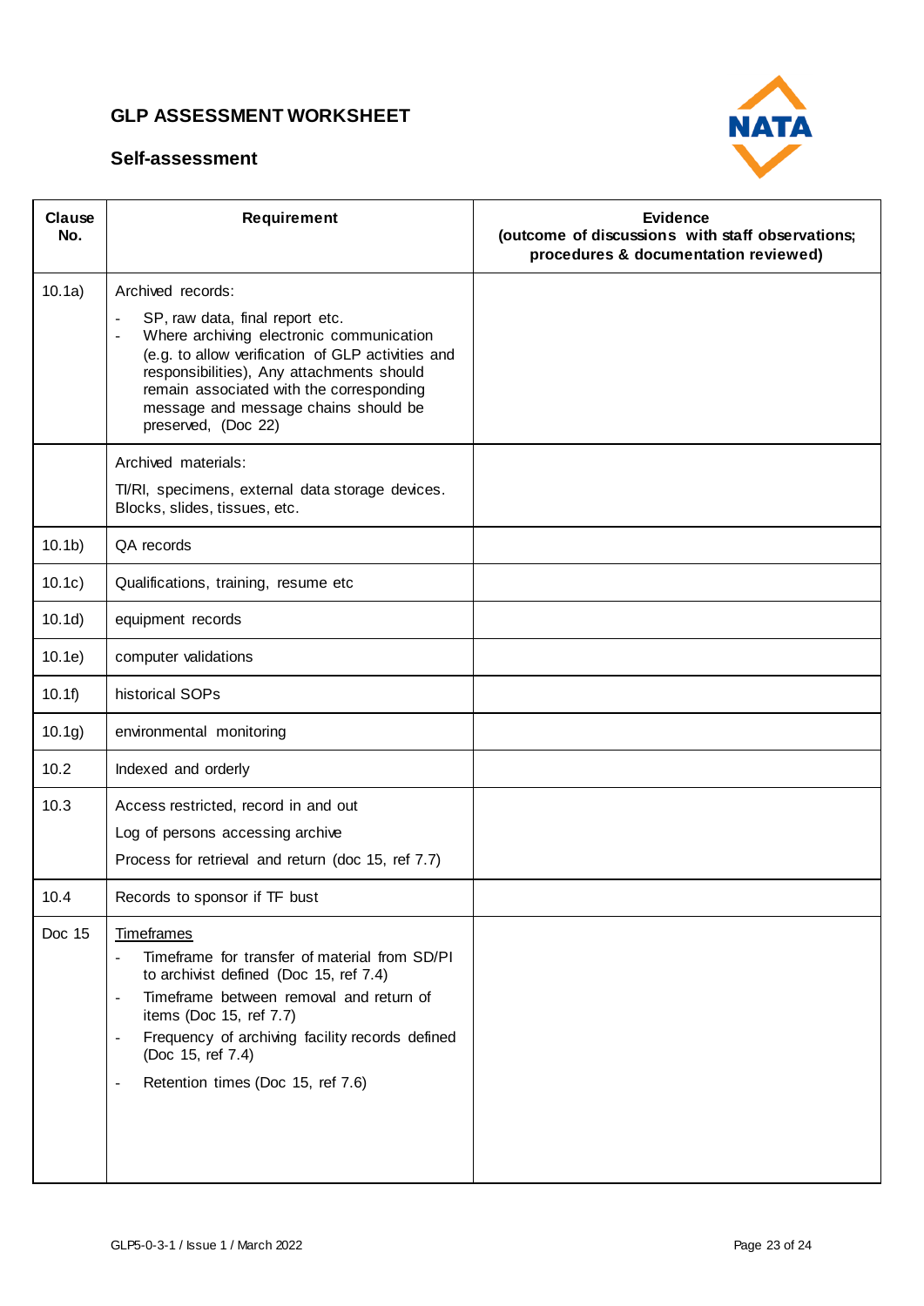# GLP ASSESSMENT WORKSHEET

## Self-assessment

| Clause No. | Requirement | Evidence (outcome of discussions with staff observations; procedures & documentation reviewed) |
|---|---|---|
| 10.1a) | Archived records:<br>- SP, raw data, final report etc.<br>- Where archiving electronic communication (e.g. to allow verification of GLP activities and responsibilities), Any attachments should remain associated with the corresponding message and message chains should be preserved, (Doc 22) | |
| | Archived materials:<br>TI/RI, specimens, external data storage devices. Blocks, slides, tissues, etc. | |
| 10.1b) | QA records | |
| 10.1c) | Qualifications, training, resume etc | |
| 10.1d) | equipment records | |
| 10.1e) | computer validations | |
| 10.1f) | historical SOPs | |
| 10.1g) | environmental monitoring | |
| 10.2 | Indexed and orderly | |
| 10.3 | Access restricted, record in and out<br>Log of persons accessing archive<br>Process for retrieval and return (doc 15, ref 7.7) | |
| 10.4 | Records to sponsor if TF bust | |
| Doc 15 | <u>Timeframes</u><br>- Timeframe for transfer of material from SD/PI to archivist defined (Doc 15, ref 7.4)<br>- Timeframe between removal and return of items (Doc 15, ref 7.7)<br>- Frequency of archiving facility records defined (Doc 15, ref 7.4)<br>- Retention times (Doc 15, ref 7.6) | |

GLP5-0-3-1 / Issue 1 / March 2022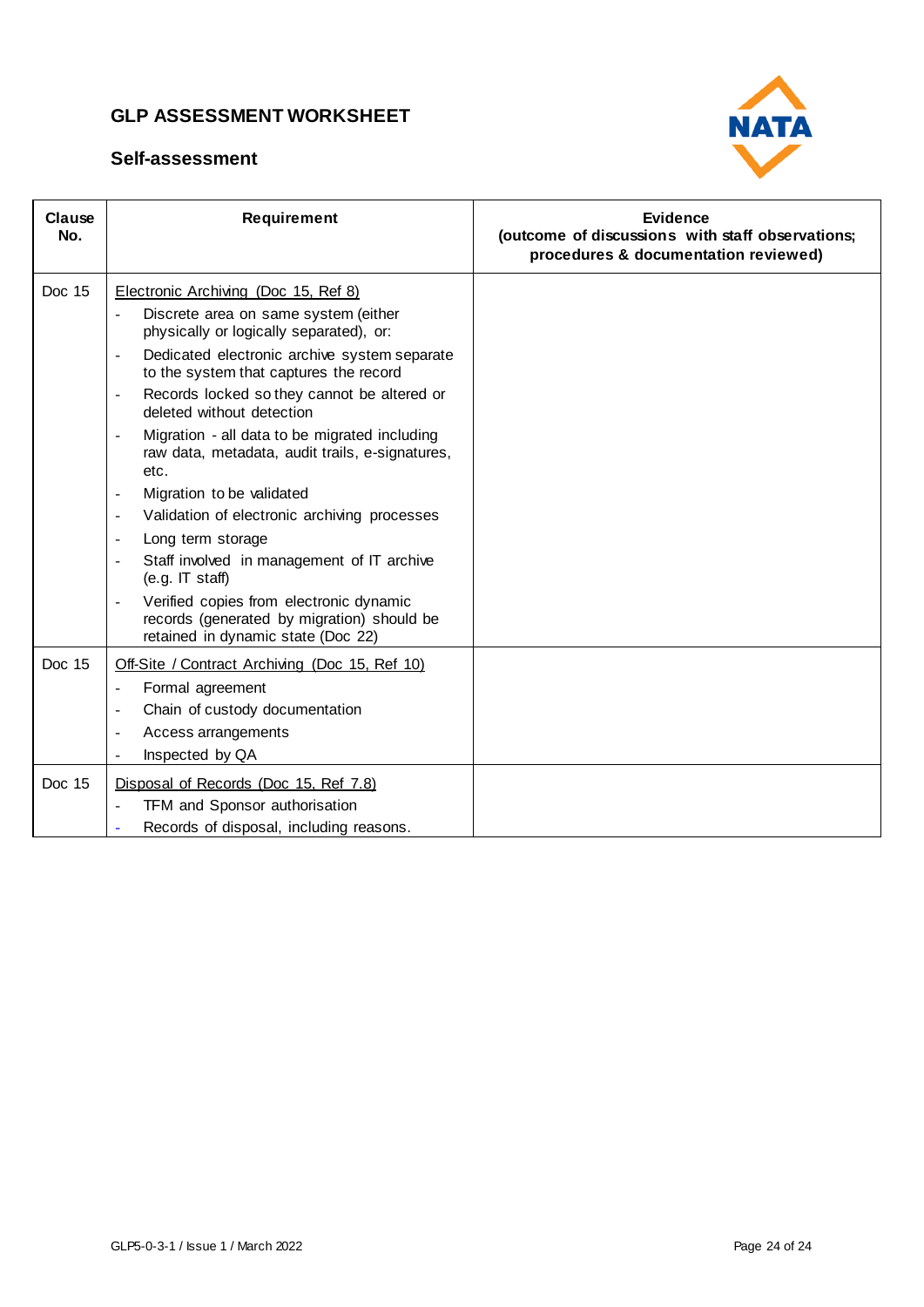## GLP ASSESSMENT WORKSHEET

### Self-assessment

| Clause No. | Requirement | Evidence (outcome of discussions with staff observations; procedures & documentation reviewed) |
|---|---|---|
| Doc 15 | <u>Electronic Archiving (Doc 15, Ref 8)</u><br>- Discrete area on same system (either physically or logically separated), or:<br>- Dedicated electronic archive system separate to the system that captures the record<br>- Records locked so they cannot be altered or deleted without detection<br>- Migration - all data to be migrated including raw data, metadata, audit trails, e-signatures, etc.<br>- Migration to be validated<br>- Validation of electronic archiving processes<br>- Long term storage<br>- Staff involved in management of IT archive (e.g. IT staff)<br>- Verified copies from electronic dynamic records (generated by migration) should be retained in dynamic state (Doc 22) | |
| Doc 15 | <u>Off-Site / Contract Archiving (Doc 15, Ref 10)</u><br>- Formal agreement<br>- Chain of custody documentation<br>- Access arrangements<br>- Inspected by QA | |
| Doc 15 | <u>Disposal of Records (Doc 15, Ref 7.8)</u><br>- TFM and Sponsor authorisation<br>- Records of disposal, including reasons. | |